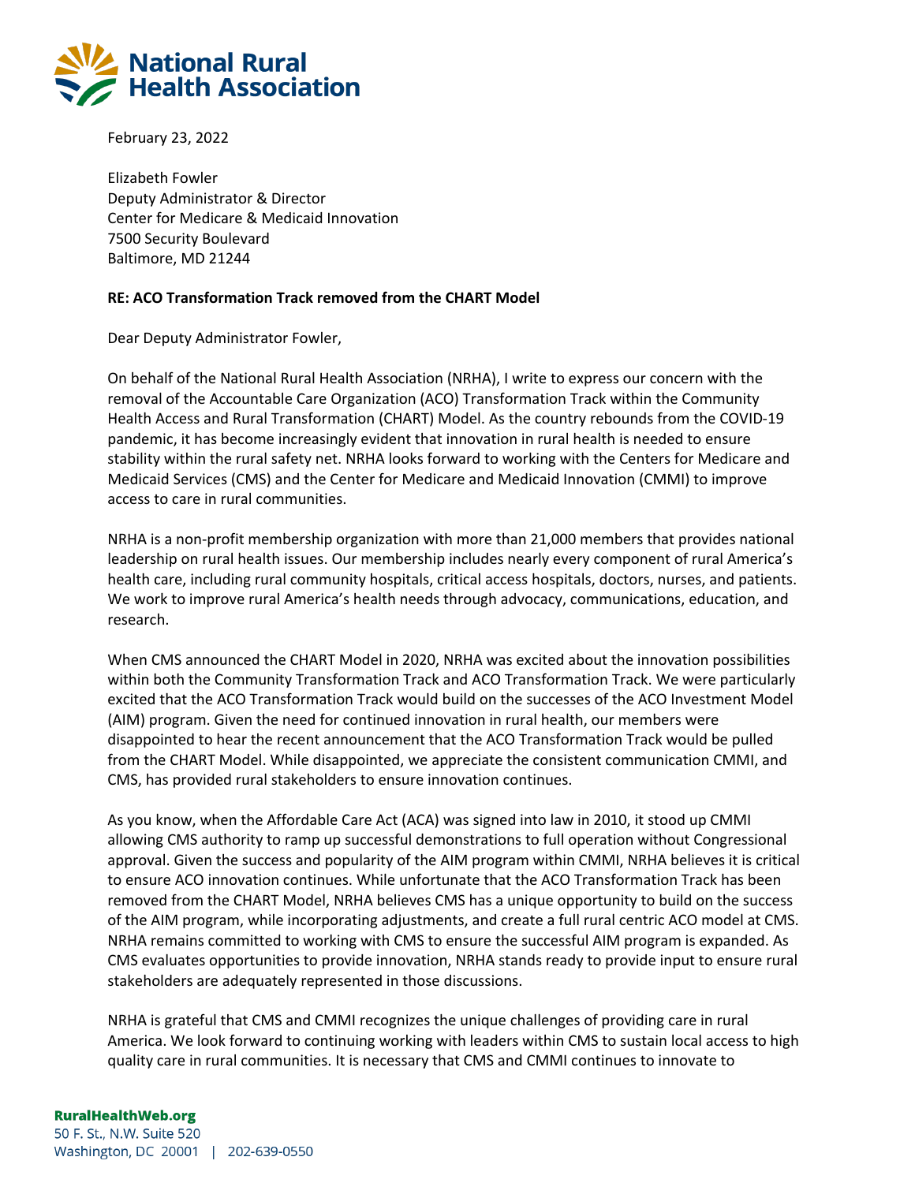National Rural Health Association

February 23, 2022

Elizabeth Fowler
Deputy Administrator & Director
Center for Medicare & Medicaid Innovation
7500 Security Boulevard
Baltimore, MD 21244

**RE: ACO Transformation Track removed from the CHART Model**

Dear Deputy Administrator Fowler,

On behalf of the National Rural Health Association (NRHA), I write to express our concern with the removal of the Accountable Care Organization (ACO) Transformation Track within the Community Health Access and Rural Transformation (CHART) Model. As the country rebounds from the COVID-19 pandemic, it has become increasingly evident that innovation in rural health is needed to ensure stability within the rural safety net. NRHA looks forward to working with the Centers for Medicare and Medicaid Services (CMS) and the Center for Medicare and Medicaid Innovation (CMMI) to improve access to care in rural communities.

NRHA is a non-profit membership organization with more than 21,000 members that provides national leadership on rural health issues. Our membership includes nearly every component of rural America's health care, including rural community hospitals, critical access hospitals, doctors, nurses, and patients. We work to improve rural America's health needs through advocacy, communications, education, and research.

When CMS announced the CHART Model in 2020, NRHA was excited about the innovation possibilities within both the Community Transformation Track and ACO Transformation Track. We were particularly excited that the ACO Transformation Track would build on the successes of the ACO Investment Model (AIM) program. Given the need for continued innovation in rural health, our members were disappointed to hear the recent announcement that the ACO Transformation Track would be pulled from the CHART Model. While disappointed, we appreciate the consistent communication CMMI, and CMS, has provided rural stakeholders to ensure innovation continues.

As you know, when the Affordable Care Act (ACA) was signed into law in 2010, it stood up CMMI allowing CMS authority to ramp up successful demonstrations to full operation without Congressional approval. Given the success and popularity of the AIM program within CMMI, NRHA believes it is critical to ensure ACO innovation continues. While unfortunate that the ACO Transformation Track has been removed from the CHART Model, NRHA believes CMS has a unique opportunity to build on the success of the AIM program, while incorporating adjustments, and create a full rural centric ACO model at CMS. NRHA remains committed to working with CMS to ensure the successful AIM program is expanded. As CMS evaluates opportunities to provide innovation, NRHA stands ready to provide input to ensure rural stakeholders are adequately represented in those discussions.

NRHA is grateful that CMS and CMMI recognizes the unique challenges of providing care in rural America. We look forward to continuing working with leaders within CMS to sustain local access to high quality care in rural communities. It is necessary that CMS and CMMI continues to innovate to

**RuralHealthWeb.org**
50 F. St., N.W. Suite 520
Washington, DC 20001 | 202-639-0550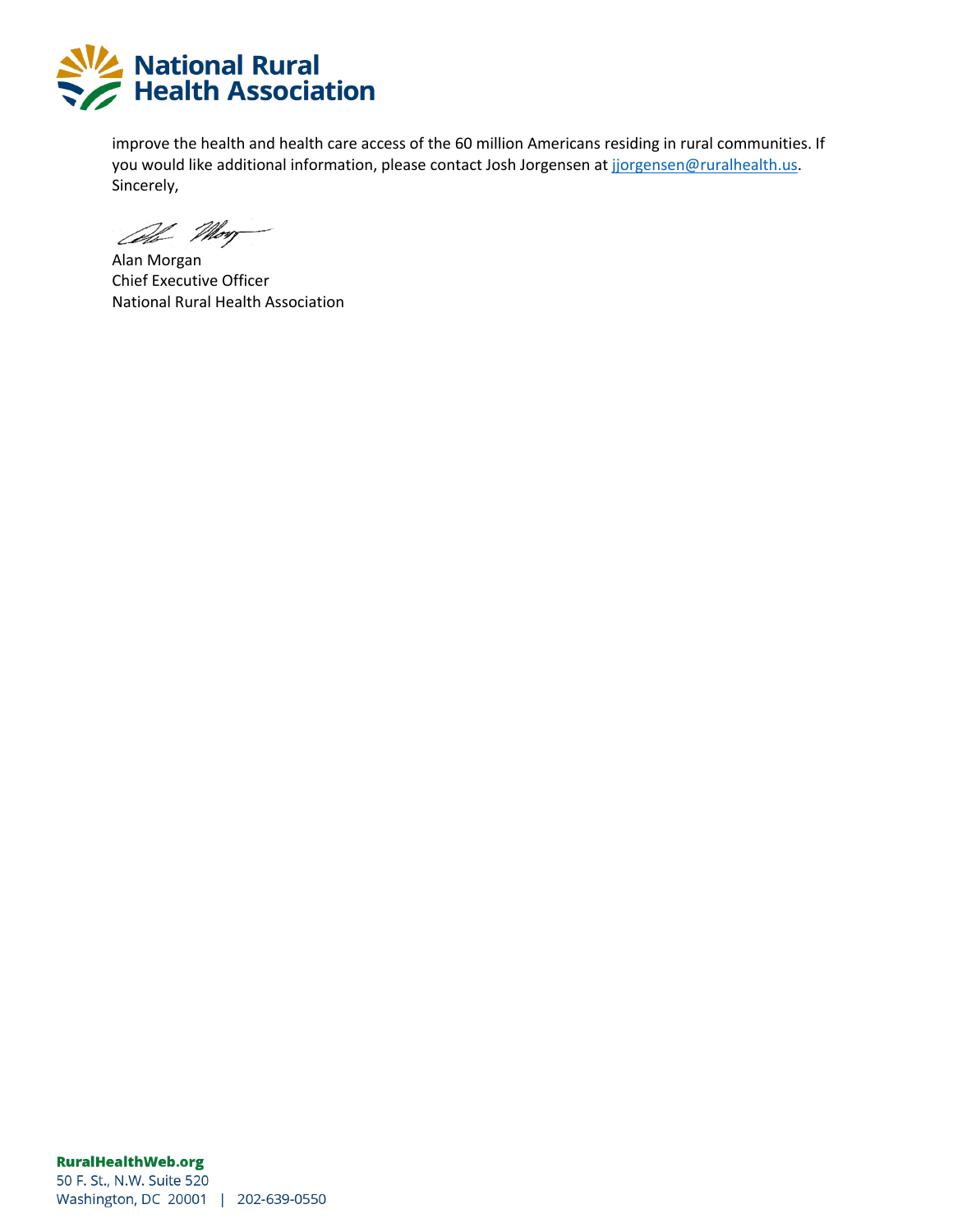improve the health and health care access of the 60 million Americans residing in rural communities. If you would like additional information, please contact Josh Jorgensen at [jjorgensen@ruralhealth.us](mailto:jjorgensen@ruralhealth.us).

Sincerely,

Alan Morgan
Chief Executive Officer
National Rural Health Association

**RuralHealthWeb.org**
50 F. St., N.W. Suite 520
Washington, DC 20001 | 202-639-0550